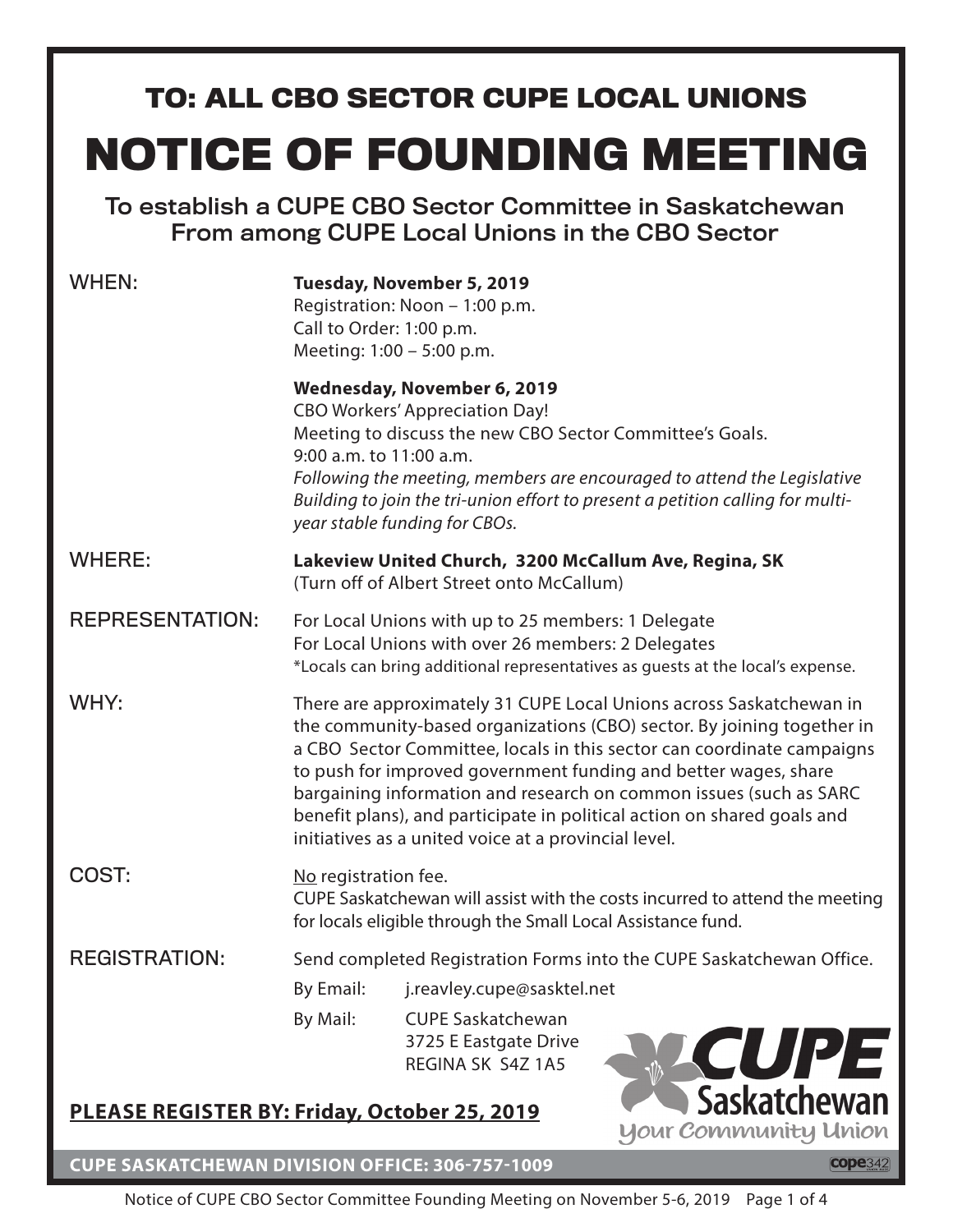## TO: ALL CBO SECTOR CUPE LOCAL UNIONS

# NOTICE OF FOUNDING MEETING

### To establish a CUPE CBO Sector Committee in Saskatchewan From among CUPE Local Unions in the CBO Sector

**WHEN:**

**Tuesday, November 5, 2019**
Registration: Noon – 1:00 p.m.
Call to Order: 1:00 p.m.
Meeting: 1:00 – 5:00 p.m.

**Wednesday, November 6, 2019**
CBO Workers' Appreciation Day!
Meeting to discuss the new CBO Sector Committee's Goals.
9:00 a.m. to 11:00 a.m.
*Following the meeting, members are encouraged to attend the Legislative Building to join the tri-union effort to present a petition calling for multi-year stable funding for CBOs.*

**WHERE:**

**Lakeview United Church, 3200 McCallum Ave, Regina, SK**
(Turn off of Albert Street onto McCallum)

**REPRESENTATION:**

For Local Unions with up to 25 members: 1 Delegate
For Local Unions with over 26 members: 2 Delegates
*Locals can bring additional representatives as guests at the local's expense.

**WHY:**

There are approximately 31 CUPE Local Unions across Saskatchewan in the community-based organizations (CBO) sector. By joining together in a CBO Sector Committee, locals in this sector can coordinate campaigns to push for improved government funding and better wages, share bargaining information and research on common issues (such as SARC benefit plans), and participate in political action on shared goals and initiatives as a united voice at a provincial level.

**COST:**

No registration fee.
CUPE Saskatchewan will assist with the costs incurred to attend the meeting for locals eligible through the Small Local Assistance fund.

**REGISTRATION:**

Send completed Registration Forms into the CUPE Saskatchewan Office.

By Email: j.reavley.cupe@sasktel.net

By Mail: CUPE Saskatchewan
3725 E Eastgate Drive
REGINA SK S4Z 1A5

**PLEASE REGISTER BY: Friday, October 25, 2019**

CUPE Saskatchewan
Your Community Union

**CUPE SASKATCHEWAN DIVISION OFFICE: 306-757-1009**

cope342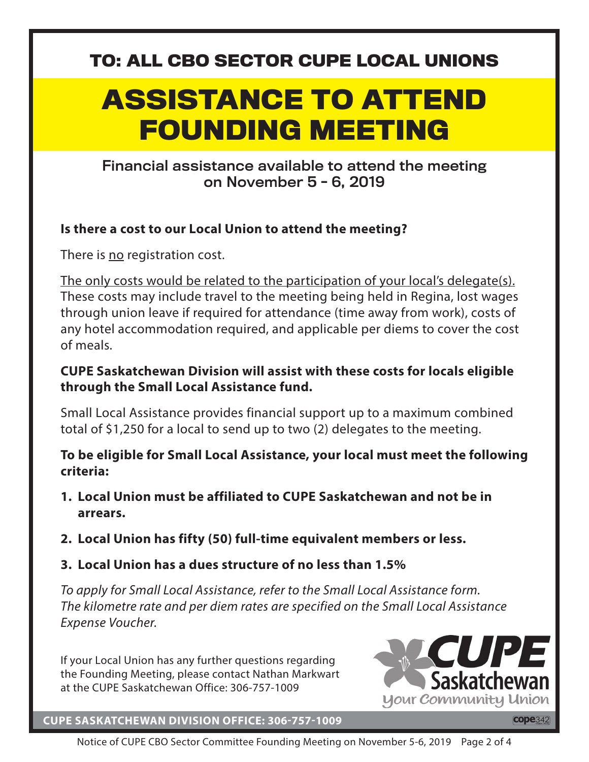## TO: ALL CBO SECTOR CUPE LOCAL UNIONS

# ASSISTANCE TO ATTEND FOUNDING MEETING

### Financial assistance available to attend the meeting on November 5 - 6, 2019

**Is there a cost to our Local Union to attend the meeting?**

There is <u>no</u> registration cost.

<u>The only costs would be related to the participation of your local's delegate(s).</u> These costs may include travel to the meeting being held in Regina, lost wages through union leave if required for attendance (time away from work), costs of any hotel accommodation required, and applicable per diems to cover the cost of meals.

**CUPE Saskatchewan Division will assist with these costs for locals eligible through the Small Local Assistance fund.**

Small Local Assistance provides financial support up to a maximum combined total of $1,250 for a local to send up to two (2) delegates to the meeting.

**To be eligible for Small Local Assistance, your local must meet the following criteria:**

1. **Local Union must be affiliated to CUPE Saskatchewan and not be in arrears.**
2. **Local Union has fifty (50) full-time equivalent members or less.**
3. **Local Union has a dues structure of no less than 1.5%**

*To apply for Small Local Assistance, refer to the Small Local Assistance form. The kilometre rate and per diem rates are specified on the Small Local Assistance Expense Voucher.*

If your Local Union has any further questions regarding the Founding Meeting, please contact Nathan Markwart at the CUPE Saskatchewan Office: 306-757-1009

CUPE Saskatchewan
Your Community Union

**CUPE SASKATCHEWAN DIVISION OFFICE: 306-757-1009**

cope342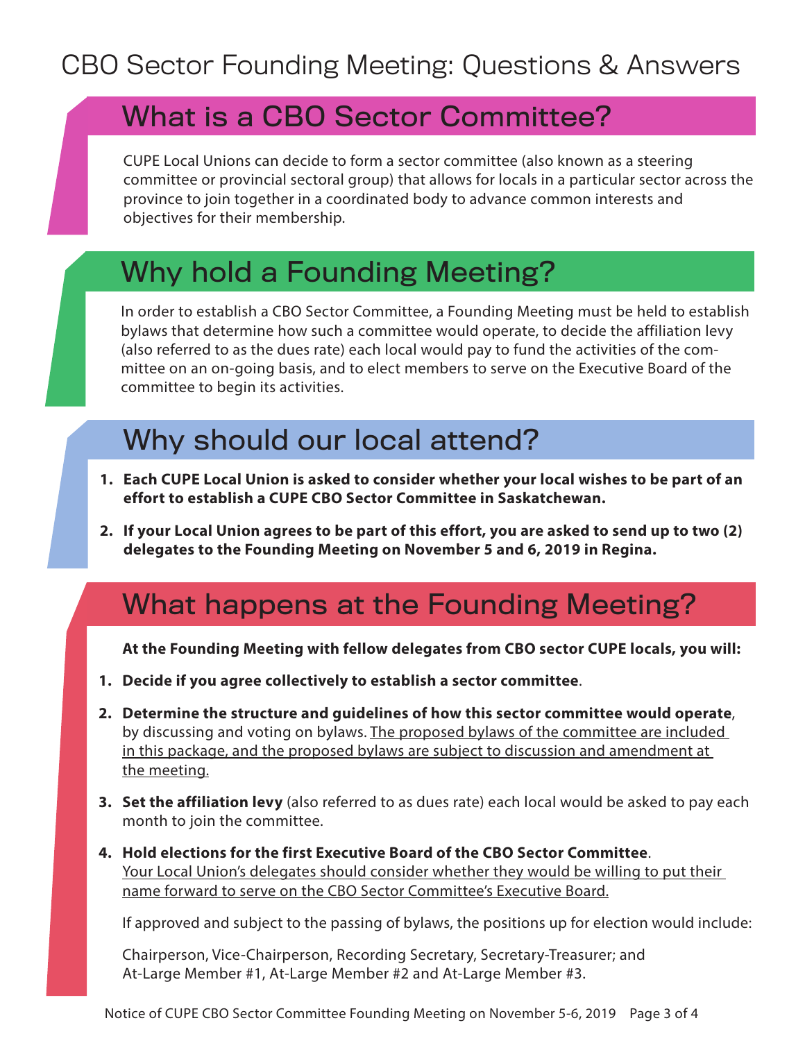# CBO Sector Founding Meeting: Questions & Answers

## What is a CBO Sector Committee?

CUPE Local Unions can decide to form a sector committee (also known as a steering committee or provincial sectoral group) that allows for locals in a particular sector across the province to join together in a coordinated body to advance common interests and objectives for their membership.

## Why hold a Founding Meeting?

In order to establish a CBO Sector Committee, a Founding Meeting must be held to establish bylaws that determine how such a committee would operate, to decide the affiliation levy (also referred to as the dues rate) each local would pay to fund the activities of the committee on an on-going basis, and to elect members to serve on the Executive Board of the committee to begin its activities.

## Why should our local attend?

1. **Each CUPE Local Union is asked to consider whether your local wishes to be part of an effort to establish a CUPE CBO Sector Committee in Saskatchewan.**
2. **If your Local Union agrees to be part of this effort, you are asked to send up to two (2) delegates to the Founding Meeting on November 5 and 6, 2019 in Regina.**

## What happens at the Founding Meeting?

**At the Founding Meeting with fellow delegates from CBO sector CUPE locals, you will:**

1. **Decide if you agree collectively to establish a sector committee**.
2. **Determine the structure and guidelines of how this sector committee would operate**, by discussing and voting on bylaws. <u>The proposed bylaws of the committee are included in this package, and the proposed bylaws are subject to discussion and amendment at the meeting.</u>
3. **Set the affiliation levy** (also referred to as dues rate) each local would be asked to pay each month to join the committee.
4. **Hold elections for the first Executive Board of the CBO Sector Committee**. <u>Your Local Union's delegates should consider whether they would be willing to put their name forward to serve on the CBO Sector Committee's Executive Board.</u>

   If approved and subject to the passing of bylaws, the positions up for election would include:

   Chairperson, Vice-Chairperson, Recording Secretary, Secretary-Treasurer; and At-Large Member #1, At-Large Member #2 and At-Large Member #3.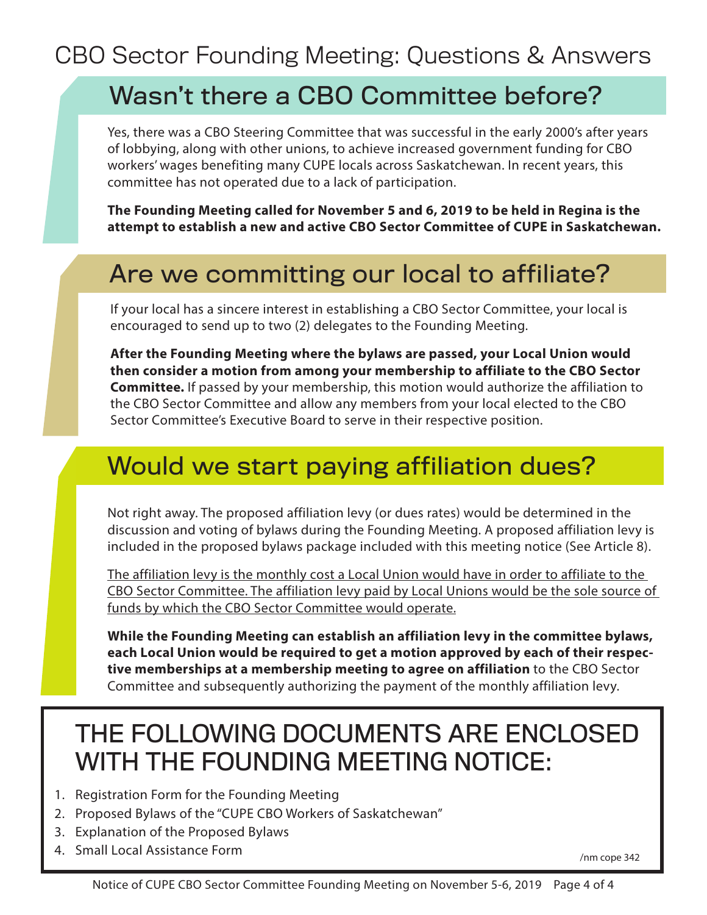# CBO Sector Founding Meeting: Questions & Answers

## Wasn't there a CBO Committee before?

Yes, there was a CBO Steering Committee that was successful in the early 2000's after years of lobbying, along with other unions, to achieve increased government funding for CBO workers' wages benefiting many CUPE locals across Saskatchewan. In recent years, this committee has not operated due to a lack of participation.

**The Founding Meeting called for November 5 and 6, 2019 to be held in Regina is the attempt to establish a new and active CBO Sector Committee of CUPE in Saskatchewan.**

## Are we committing our local to affiliate?

If your local has a sincere interest in establishing a CBO Sector Committee, your local is encouraged to send up to two (2) delegates to the Founding Meeting.

**After the Founding Meeting where the bylaws are passed, your Local Union would then consider a motion from among your membership to affiliate to the CBO Sector Committee.** If passed by your membership, this motion would authorize the affiliation to the CBO Sector Committee and allow any members from your local elected to the CBO Sector Committee's Executive Board to serve in their respective position.

## Would we start paying affiliation dues?

Not right away. The proposed affiliation levy (or dues rates) would be determined in the discussion and voting of bylaws during the Founding Meeting. A proposed affiliation levy is included in the proposed bylaws package included with this meeting notice (See Article 8).

<u>The affiliation levy is the monthly cost a Local Union would have in order to affiliate to the CBO Sector Committee. The affiliation levy paid by Local Unions would be the sole source of funds by which the CBO Sector Committee would operate.</u>

**While the Founding Meeting can establish an affiliation levy in the committee bylaws, each Local Union would be required to get a motion approved by each of their respective memberships at a membership meeting to agree on affiliation** to the CBO Sector Committee and subsequently authorizing the payment of the monthly affiliation levy.

## THE FOLLOWING DOCUMENTS ARE ENCLOSED WITH THE FOUNDING MEETING NOTICE:

1. Registration Form for the Founding Meeting
2. Proposed Bylaws of the "CUPE CBO Workers of Saskatchewan"
3. Explanation of the Proposed Bylaws
4. Small Local Assistance Form

/nm cope 342